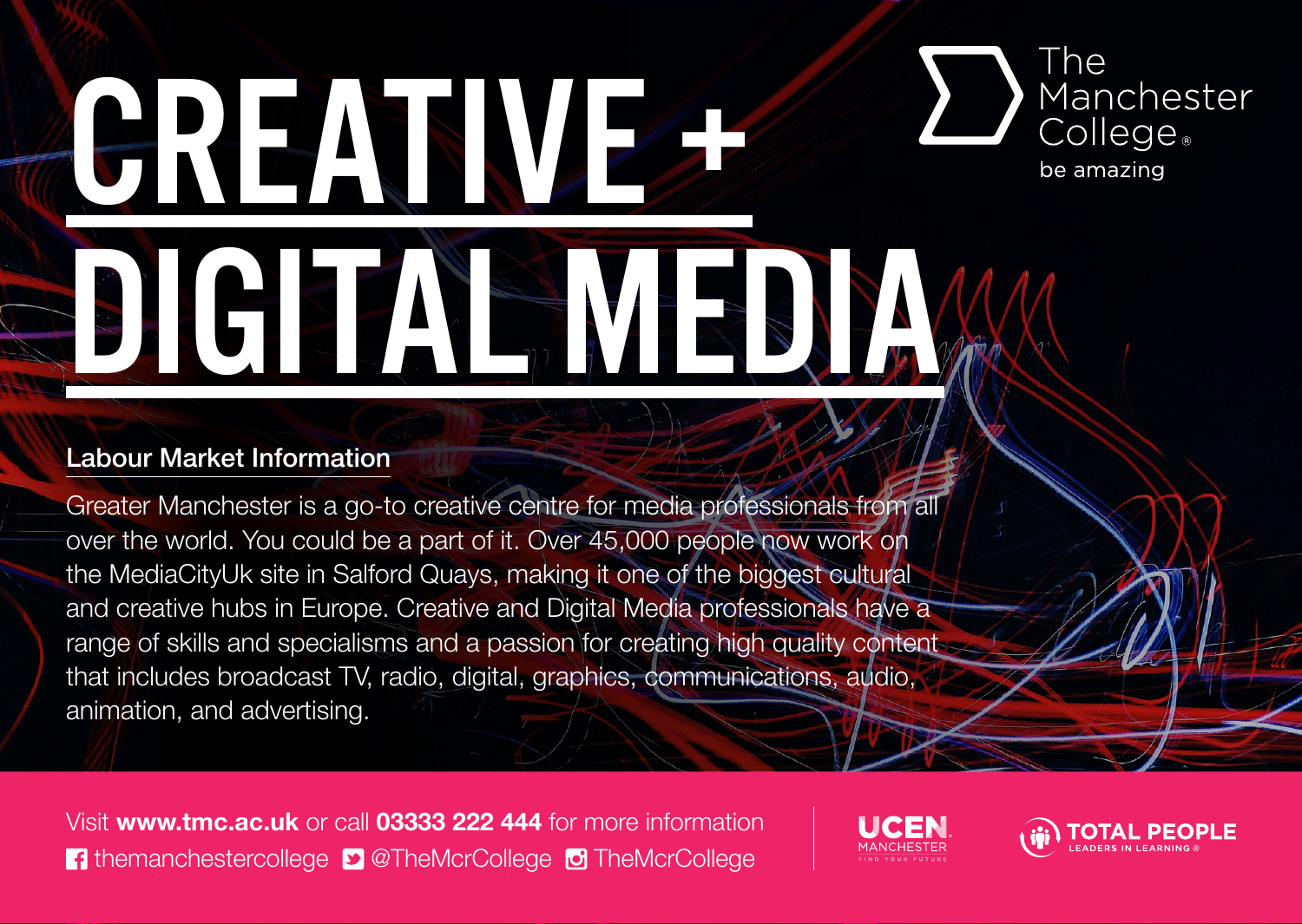# CREATIVE + DIGITAL MEDIA

The Manchester College
be amazing

## Labour Market Information

Greater Manchester is a go-to creative centre for media professionals from all over the world. You could be a part of it. Over 45,000 people now work on the MediaCityUk site in Salford Quays, making it one of the biggest cultural and creative hubs in Europe. Creative and Digital Media professionals have a range of skills and specialisms and a passion for creating high quality content that includes broadcast TV, radio, digital, graphics, communications, audio, animation, and advertising.

Visit **www.tmc.ac.uk** or call **03333 222 444** for more information
themanchestercollege @TheMcrCollege TheMcrCollege

UCEN MANCHESTER FIND YOUR FUTURE

TOTAL PEOPLE LEADERS IN LEARNING ®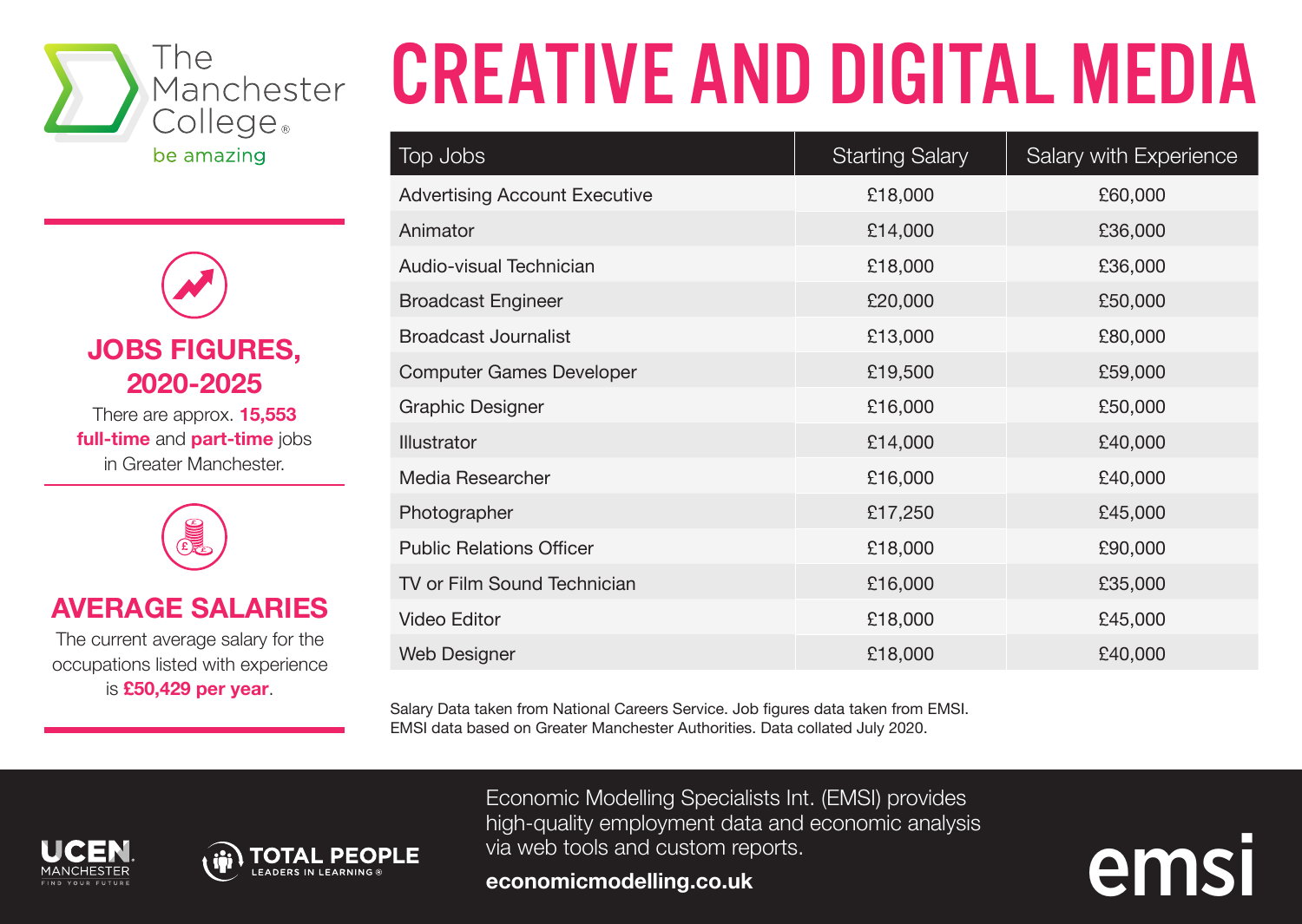The Manchester College
be amazing

# CREATIVE AND DIGITAL MEDIA

## JOBS FIGURES, 2020-2025

There are approx. **15,553 full-time** and **part-time** jobs in Greater Manchester.

## AVERAGE SALARIES

The current average salary for the occupations listed with experience is **£50,429 per year**.

| Top Jobs | Starting Salary | Salary with Experience |
|---|---|---|
| Advertising Account Executive | £18,000 | £60,000 |
| Animator | £14,000 | £36,000 |
| Audio-visual Technician | £18,000 | £36,000 |
| Broadcast Engineer | £20,000 | £50,000 |
| Broadcast Journalist | £13,000 | £80,000 |
| Computer Games Developer | £19,500 | £59,000 |
| Graphic Designer | £16,000 | £50,000 |
| Illustrator | £14,000 | £40,000 |
| Media Researcher | £16,000 | £40,000 |
| Photographer | £17,250 | £45,000 |
| Public Relations Officer | £18,000 | £90,000 |
| TV or Film Sound Technician | £16,000 | £35,000 |
| Video Editor | £18,000 | £45,000 |
| Web Designer | £18,000 | £40,000 |

Salary Data taken from National Careers Service. Job figures data taken from EMSI. EMSI data based on Greater Manchester Authorities. Data collated July 2020.

UCEN MANCHESTER FIND YOUR FUTURE

TOTAL PEOPLE LEADERS IN LEARNING ®

Economic Modelling Specialists Int. (EMSI) provides high-quality employment data and economic analysis via web tools and custom reports.

**economicmodelling.co.uk**

emsi